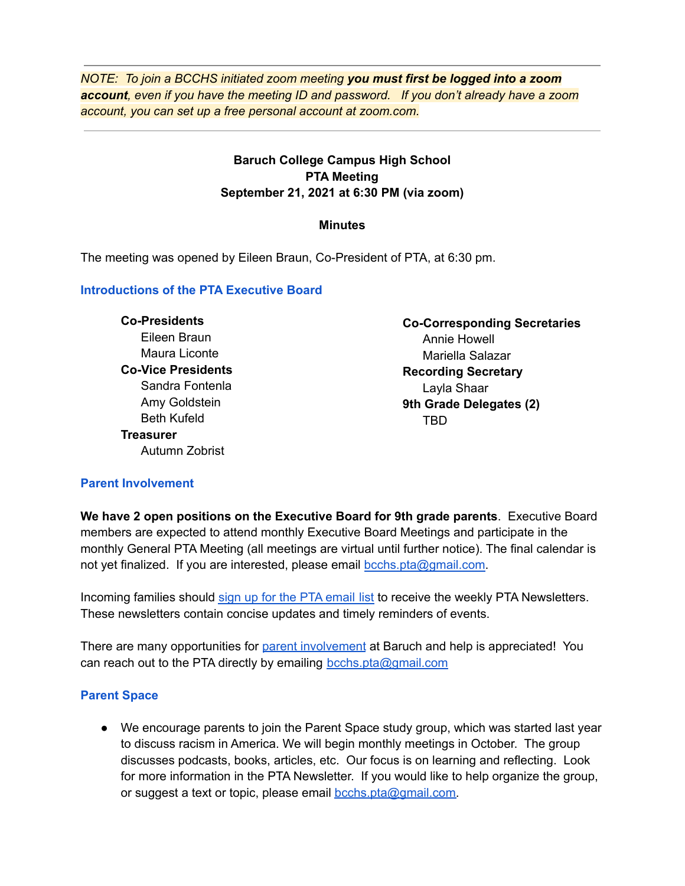---

*NOTE: To join a BCCHS initiated zoom meeting **you must first be logged into a zoom account**, even if you have the meeting ID and password. If you don't already have a zoom account, you can set up a free personal account at zoom.com.*

---

**Baruch College Campus High School**
**PTA Meeting**
**September 21, 2021 at 6:30 PM (via zoom)**

**Minutes**

The meeting was opened by Eileen Braun, Co-President of PTA, at 6:30 pm.

## Introductions of the PTA Executive Board

**Co-Presidents**
- Eileen Braun
- Maura Liconte

**Co-Vice Presidents**
- Sandra Fontenla
- Amy Goldstein
- Beth Kufeld

**Treasurer**
- Autumn Zobrist

**Co-Corresponding Secretaries**
- Annie Howell
- Mariella Salazar

**Recording Secretary**
- Layla Shaar

**9th Grade Delegates (2)**
- TBD

## Parent Involvement

**We have 2 open positions on the Executive Board for 9th grade parents**. Executive Board members are expected to attend monthly Executive Board Meetings and participate in the monthly General PTA Meeting (all meetings are virtual until further notice). The final calendar is not yet finalized. If you are interested, please email bcchs.pta@gmail.com.

Incoming families should sign up for the PTA email list to receive the weekly PTA Newsletters. These newsletters contain concise updates and timely reminders of events.

There are many opportunities for parent involvement at Baruch and help is appreciated! You can reach out to the PTA directly by emailing bcchs.pta@gmail.com

## Parent Space

- We encourage parents to join the Parent Space study group, which was started last year to discuss racism in America. We will begin monthly meetings in October. The group discusses podcasts, books, articles, etc. Our focus is on learning and reflecting. Look for more information in the PTA Newsletter. If you would like to help organize the group, or suggest a text or topic, please email bcchs.pta@gmail.com.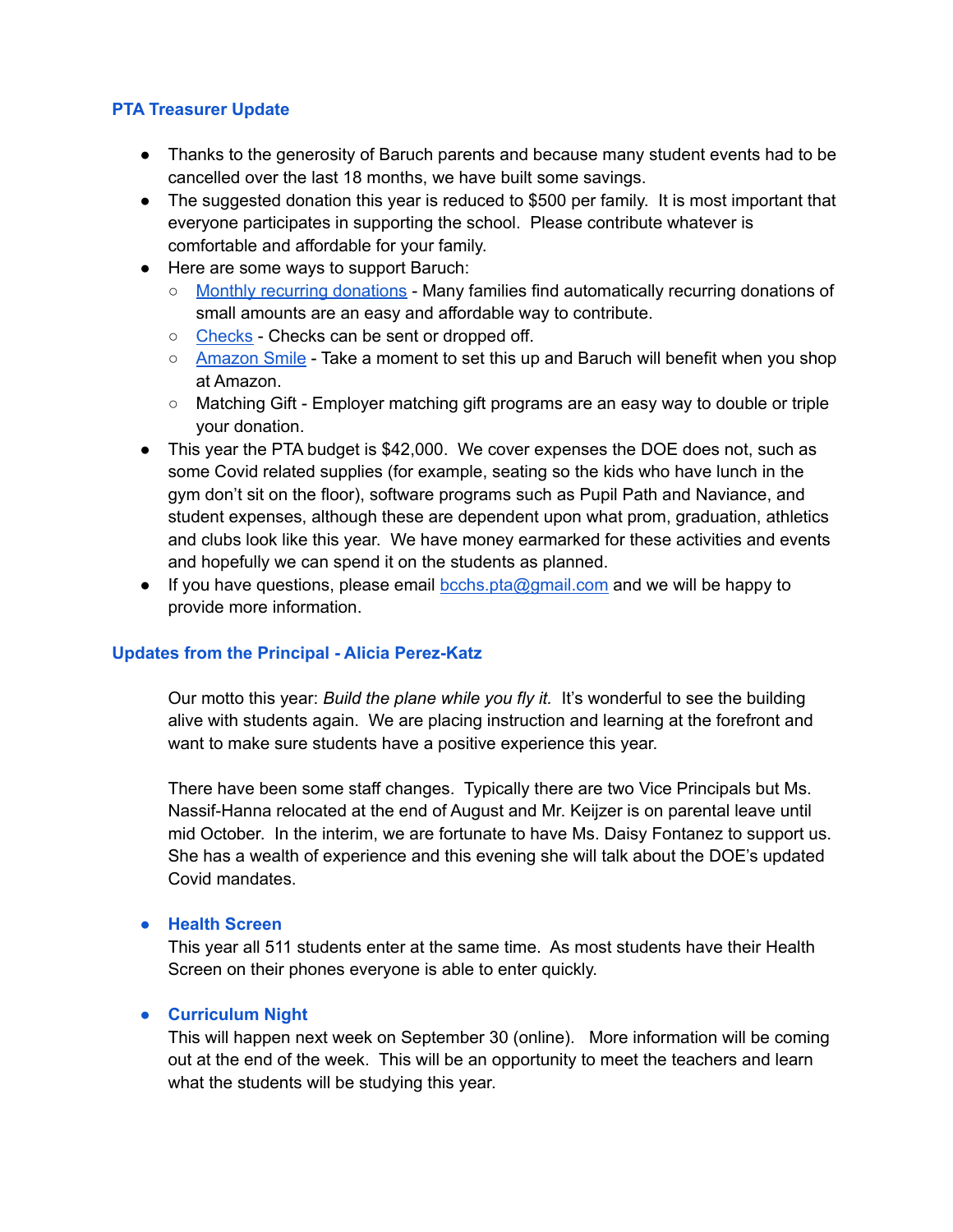## PTA Treasurer Update

- Thanks to the generosity of Baruch parents and because many student events had to be cancelled over the last 18 months, we have built some savings.
- The suggested donation this year is reduced to $500 per family.  It is most important that everyone participates in supporting the school.  Please contribute whatever is comfortable and affordable for your family.
- Here are some ways to support Baruch:
  - Monthly recurring donations - Many families find automatically recurring donations of small amounts are an easy and affordable way to contribute.
  - Checks - Checks can be sent or dropped off.
  - Amazon Smile - Take a moment to set this up and Baruch will benefit when you shop at Amazon.
  - Matching Gift - Employer matching gift programs are an easy way to double or triple your donation.
- This year the PTA budget is $42,000.  We cover expenses the DOE does not, such as some Covid related supplies (for example, seating so the kids who have lunch in the gym don't sit on the floor), software programs such as Pupil Path and Naviance, and student expenses, although these are dependent upon what prom, graduation, athletics and clubs look like this year.  We have money earmarked for these activities and events and hopefully we can spend it on the students as planned.
- If you have questions, please email bcchs.pta@gmail.com and we will be happy to provide more information.

## Updates from the Principal - Alicia Perez-Katz

Our motto this year: *Build the plane while you fly it.*  It's wonderful to see the building alive with students again.  We are placing instruction and learning at the forefront and want to make sure students have a positive experience this year.

There have been some staff changes.  Typically there are two Vice Principals but Ms. Nassif-Hanna relocated at the end of August and Mr. Keijzer is on parental leave until mid October.  In the interim, we are fortunate to have Ms. Daisy Fontanez to support us. She has a wealth of experience and this evening she will talk about the DOE's updated Covid mandates.

- **Health Screen**
  This year all 511 students enter at the same time.  As most students have their Health Screen on their phones everyone is able to enter quickly.

- **Curriculum Night**
  This will happen next week on September 30 (online).   More information will be coming out at the end of the week.  This will be an opportunity to meet the teachers and learn what the students will be studying this year.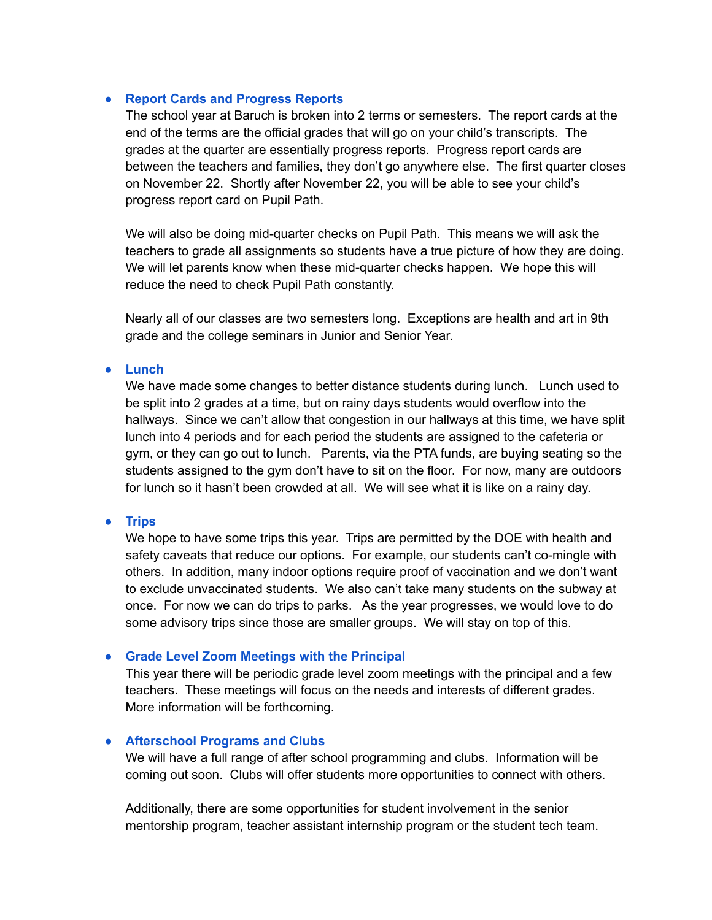- **Report Cards and Progress Reports**

  The school year at Baruch is broken into 2 terms or semesters. The report cards at the end of the terms are the official grades that will go on your child's transcripts. The grades at the quarter are essentially progress reports. Progress report cards are between the teachers and families, they don't go anywhere else. The first quarter closes on November 22. Shortly after November 22, you will be able to see your child's progress report card on Pupil Path.

  We will also be doing mid-quarter checks on Pupil Path. This means we will ask the teachers to grade all assignments so students have a true picture of how they are doing. We will let parents know when these mid-quarter checks happen. We hope this will reduce the need to check Pupil Path constantly.

  Nearly all of our classes are two semesters long. Exceptions are health and art in 9th grade and the college seminars in Junior and Senior Year.

- **Lunch**

  We have made some changes to better distance students during lunch. Lunch used to be split into 2 grades at a time, but on rainy days students would overflow into the hallways. Since we can't allow that congestion in our hallways at this time, we have split lunch into 4 periods and for each period the students are assigned to the cafeteria or gym, or they can go out to lunch. Parents, via the PTA funds, are buying seating so the students assigned to the gym don't have to sit on the floor. For now, many are outdoors for lunch so it hasn't been crowded at all. We will see what it is like on a rainy day.

- **Trips**

  We hope to have some trips this year. Trips are permitted by the DOE with health and safety caveats that reduce our options. For example, our students can't co-mingle with others. In addition, many indoor options require proof of vaccination and we don't want to exclude unvaccinated students. We also can't take many students on the subway at once. For now we can do trips to parks. As the year progresses, we would love to do some advisory trips since those are smaller groups. We will stay on top of this.

- **Grade Level Zoom Meetings with the Principal**

  This year there will be periodic grade level zoom meetings with the principal and a few teachers. These meetings will focus on the needs and interests of different grades. More information will be forthcoming.

- **Afterschool Programs and Clubs**

  We will have a full range of after school programming and clubs. Information will be coming out soon. Clubs will offer students more opportunities to connect with others.

  Additionally, there are some opportunities for student involvement in the senior mentorship program, teacher assistant internship program or the student tech team.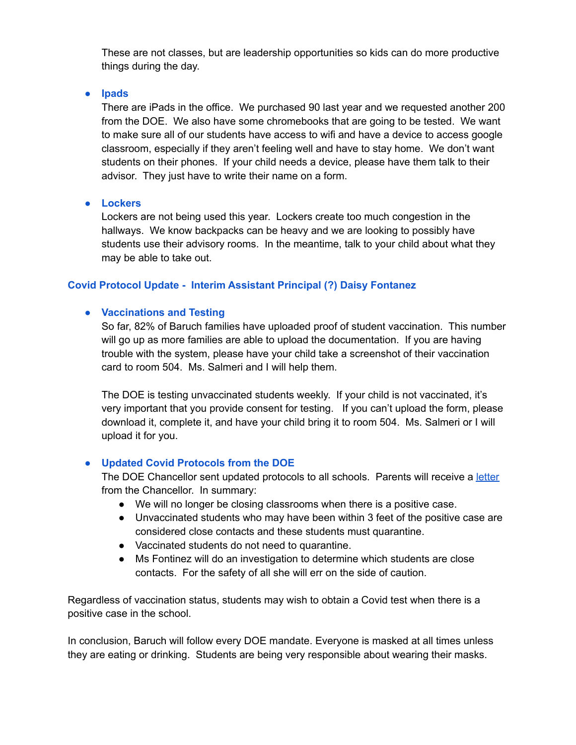These are not classes, but are leadership opportunities so kids can do more productive things during the day.

- **Ipads**
  There are iPads in the office. We purchased 90 last year and we requested another 200 from the DOE. We also have some chromebooks that are going to be tested. We want to make sure all of our students have access to wifi and have a device to access google classroom, especially if they aren't feeling well and have to stay home. We don't want students on their phones. If your child needs a device, please have them talk to their advisor. They just have to write their name on a form.

- **Lockers**
  Lockers are not being used this year. Lockers create too much congestion in the hallways. We know backpacks can be heavy and we are looking to possibly have students use their advisory rooms. In the meantime, talk to your child about what they may be able to take out.

### Covid Protocol Update - Interim Assistant Principal (?) Daisy Fontanez

- **Vaccinations and Testing**
  So far, 82% of Baruch families have uploaded proof of student vaccination. This number will go up as more families are able to upload the documentation. If you are having trouble with the system, please have your child take a screenshot of their vaccination card to room 504. Ms. Salmeri and I will help them.

  The DOE is testing unvaccinated students weekly. If your child is not vaccinated, it's very important that you provide consent for testing. If you can't upload the form, please download it, complete it, and have your child bring it to room 504. Ms. Salmeri or I will upload it for you.

- **Updated Covid Protocols from the DOE**
  The DOE Chancellor sent updated protocols to all schools. Parents will receive a letter from the Chancellor. In summary:
  - We will no longer be closing classrooms when there is a positive case.
  - Unvaccinated students who may have been within 3 feet of the positive case are considered close contacts and these students must quarantine.
  - Vaccinated students do not need to quarantine.
  - Ms Fontinez will do an investigation to determine which students are close contacts. For the safety of all she will err on the side of caution.

Regardless of vaccination status, students may wish to obtain a Covid test when there is a positive case in the school.

In conclusion, Baruch will follow every DOE mandate. Everyone is masked at all times unless they are eating or drinking. Students are being very responsible about wearing their masks.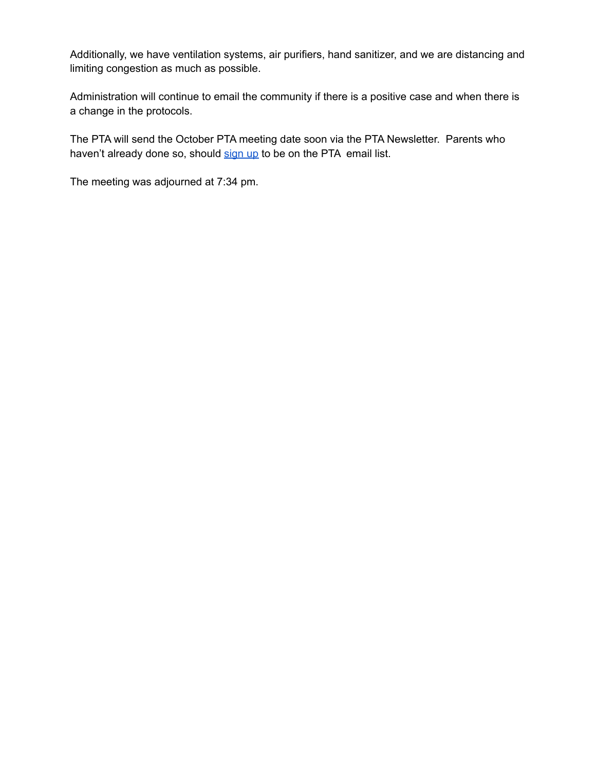Additionally, we have ventilation systems, air purifiers, hand sanitizer, and we are distancing and limiting congestion as much as possible.

Administration will continue to email the community if there is a positive case and when there is a change in the protocols.

The PTA will send the October PTA meeting date soon via the PTA Newsletter.  Parents who haven't already done so, should sign up to be on the PTA  email list.

The meeting was adjourned at 7:34 pm.